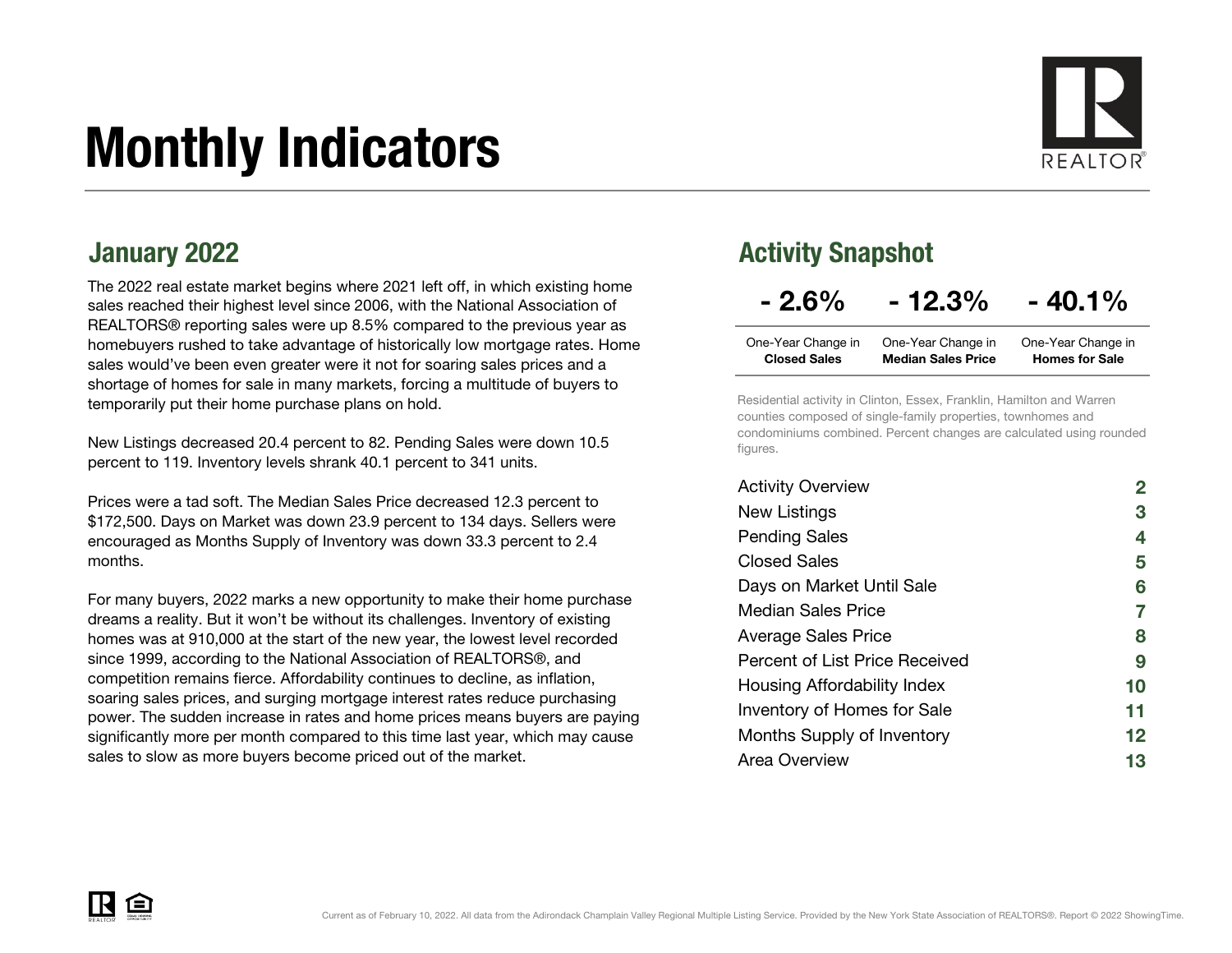# Monthly Indicators

## January 2022

The 2022 real estate market begins where 2021 left off, in which existing home sales reached their highest level since 2006, with the National Association of REALTORS® reporting sales were up 8.5% compared to the previous year as homebuyers rushed to take advantage of historically low mortgage rates. Home sales would've been even greater were it not for soaring sales prices and a shortage of homes for sale in many markets, forcing a multitude of buyers to temporarily put their home purchase plans on hold.

New Listings decreased 20.4 percent to 82. Pending Sales were down 10.5 percent to 119. Inventory levels shrank 40.1 percent to 341 units.

Prices were a tad soft. The Median Sales Price decreased 12.3 percent to $172,500. Days on Market was down 23.9 percent to 134 days. Sellers were encouraged as Months Supply of Inventory was down 33.3 percent to 2.4 months.

For many buyers, 2022 marks a new opportunity to make their home purchase dreams a reality. But it won't be without its challenges. Inventory of existing homes was at 910,000 at the start of the new year, the lowest level recorded since 1999, according to the National Association of REALTORS®, and competition remains fierce. Affordability continues to decline, as inflation, soaring sales prices, and surging mortgage interest rates reduce purchasing power. The sudden increase in rates and home prices means buyers are paying significantly more per month compared to this time last year, which may cause sales to slow as more buyers become priced out of the market.

## Activity Snapshot

| - 2.6% | - 12.3% | - 40.1% |
|---|---|---|
| One-Year Change in **Closed Sales** | One-Year Change in **Median Sales Price** | One-Year Change in **Homes for Sale** |

Residential activity in Clinton, Essex, Franklin, Hamilton and Warren counties composed of single-family properties, townhomes and condominiums combined. Percent changes are calculated using rounded figures.

| | |
|---|---|
| Activity Overview | 2 |
| New Listings | 3 |
| Pending Sales | 4 |
| Closed Sales | 5 |
| Days on Market Until Sale | 6 |
| Median Sales Price | 7 |
| Average Sales Price | 8 |
| Percent of List Price Received | 9 |
| Housing Affordability Index | 10 |
| Inventory of Homes for Sale | 11 |
| Months Supply of Inventory | 12 |
| Area Overview | 13 |

Current as of February 10, 2022. All data from the Adirondack Champlain Valley Regional Multiple Listing Service. Provided by the New York State Association of REALTORS®. Report © 2022 ShowingTime.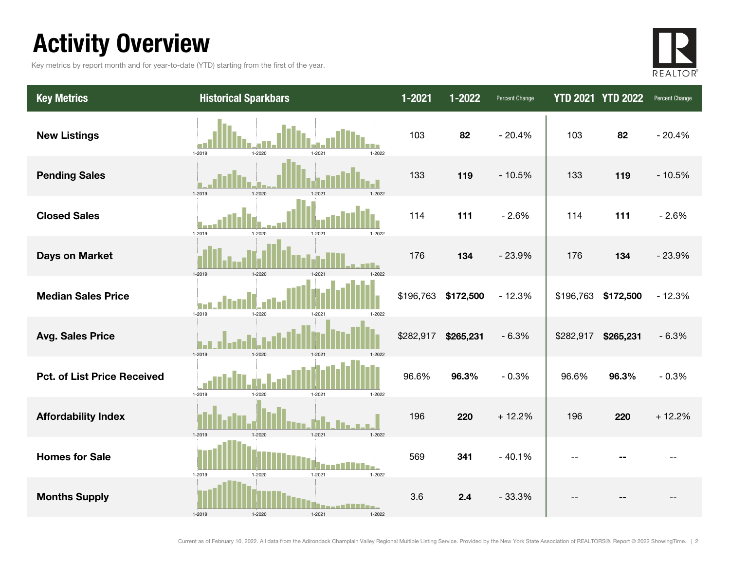# Activity Overview

Key metrics by report month and for year-to-date (YTD) starting from the first of the year.

| Key Metrics | Historical Sparkbars | 1-2021 | 1-2022 | Percent Change | YTD 2021 | YTD 2022 | Percent Change |
|---|---|---|---|---|---|---|---|
| New Listings | 1-2019 1-2020 1-2021 1-2022 | 103 | **82** | - 20.4% | 103 | **82** | - 20.4% |
| Pending Sales | 1-2019 1-2020 1-2021 1-2022 | 133 | **119** | - 10.5% | 133 | **119** | - 10.5% |
| Closed Sales | 1-2019 1-2020 1-2021 1-2022 | 114 | **111** | - 2.6% | 114 | **111** | - 2.6% |
| Days on Market | 1-2019 1-2020 1-2021 1-2022 | 176 | **134** | - 23.9% | 176 | **134** | - 23.9% |
| Median Sales Price | 1-2019 1-2020 1-2021 1-2022 | $196,763 | **$172,500** | - 12.3% | $196,763 | **$172,500** | - 12.3% |
| Avg. Sales Price | 1-2019 1-2020 1-2021 1-2022 | $282,917 | **$265,231** | - 6.3% | $282,917 | **$265,231** | - 6.3% |
| Pct. of List Price Received | 1-2019 1-2020 1-2021 1-2022 | 96.6% | **96.3%** | - 0.3% | 96.6% | **96.3%** | - 0.3% |
| Affordability Index | 1-2019 1-2020 1-2021 1-2022 | 196 | **220** | + 12.2% | 196 | **220** | + 12.2% |
| Homes for Sale | 1-2019 1-2020 1-2021 1-2022 | 569 | **341** | - 40.1% | -- | **--** | -- |
| Months Supply | 1-2019 1-2020 1-2021 1-2022 | 3.6 | **2.4** | - 33.3% | -- | **--** | -- |

Current as of February 10, 2022. All data from the Adirondack Champlain Valley Regional Multiple Listing Service. Provided by the New York State Association of REALTORS®. Report © 2022 ShowingTime.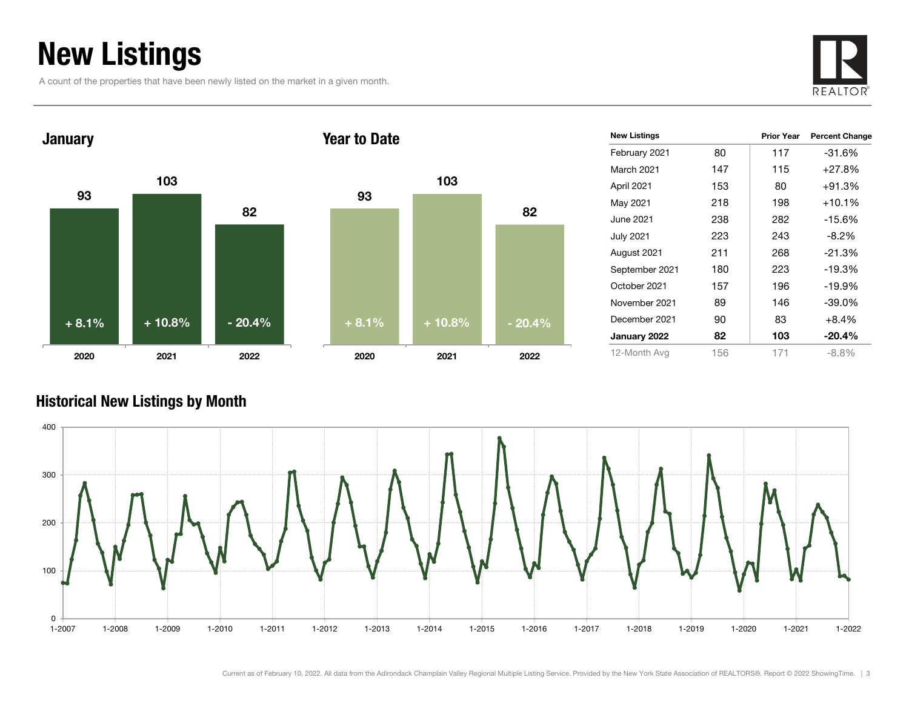# New Listings

A count of the properties that have been newly listed on the market in a given month.

## January

| Year | New Listings | Change |
|---|---|---|
| 2020 | 93 | + 8.1% |
| 2021 | 103 | + 10.8% |
| 2022 | 82 | - 20.4% |

## Year to Date

| Year | New Listings | Change |
|---|---|---|
| 2020 | 93 | + 8.1% |
| 2021 | 103 | + 10.8% |
| 2022 | 82 | - 20.4% |

| New Listings | | Prior Year | Percent Change |
|---|---|---|---|
| February 2021 | 80 | 117 | -31.6% |
| March 2021 | 147 | 115 | +27.8% |
| April 2021 | 153 | 80 | +91.3% |
| May 2021 | 218 | 198 | +10.1% |
| June 2021 | 238 | 282 | -15.6% |
| July 2021 | 223 | 243 | -8.2% |
| August 2021 | 211 | 268 | -21.3% |
| September 2021 | 180 | 223 | -19.3% |
| October 2021 | 157 | 196 | -19.9% |
| November 2021 | 89 | 146 | -39.0% |
| December 2021 | 90 | 83 | +8.4% |
| **January 2022** | **82** | **103** | **-20.4%** |
| 12-Month Avg | 156 | 171 | -8.8% |

## Historical New Listings by Month

Current as of February 10, 2022. All data from the Adirondack Champlain Valley Regional Multiple Listing Service. Provided by the New York State Association of REALTORS®. Report © 2022 ShowingTime.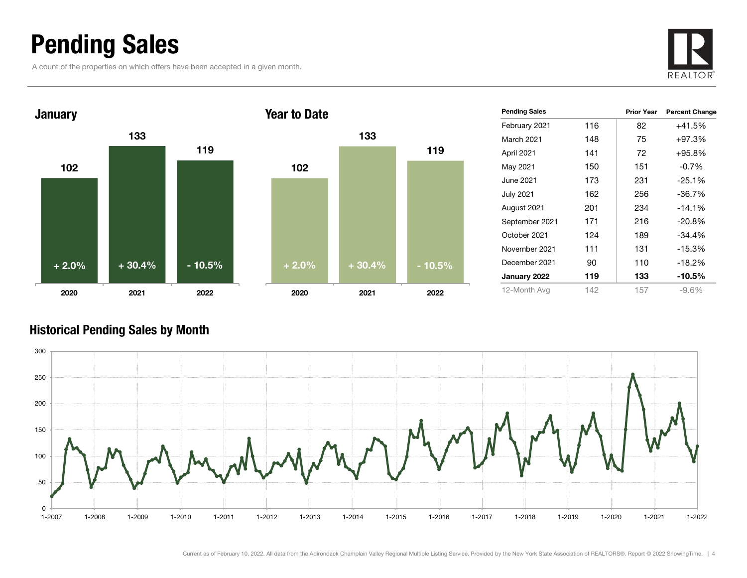# Pending Sales

A count of the properties on which offers have been accepted in a given month.

### January

| Year | Pending Sales | Change |
|---|---|---|
| 2020 | 102 | + 2.0% |
| 2021 | 133 | + 30.4% |
| 2022 | 119 | - 10.5% |

### Year to Date

| Year | Pending Sales | Change |
|---|---|---|
| 2020 | 102 | + 2.0% |
| 2021 | 133 | + 30.4% |
| 2022 | 119 | - 10.5% |

| Pending Sales | | Prior Year | Percent Change |
|---|---|---|---|
| February 2021 | 116 | 82 | +41.5% |
| March 2021 | 148 | 75 | +97.3% |
| April 2021 | 141 | 72 | +95.8% |
| May 2021 | 150 | 151 | -0.7% |
| June 2021 | 173 | 231 | -25.1% |
| July 2021 | 162 | 256 | -36.7% |
| August 2021 | 201 | 234 | -14.1% |
| September 2021 | 171 | 216 | -20.8% |
| October 2021 | 124 | 189 | -34.4% |
| November 2021 | 111 | 131 | -15.3% |
| December 2021 | 90 | 110 | -18.2% |
| **January 2022** | **119** | **133** | **-10.5%** |
| 12-Month Avg | 142 | 157 | -9.6% |

### Historical Pending Sales by Month

Current as of February 10, 2022. All data from the Adirondack Champlain Valley Regional Multiple Listing Service. Provided by the New York State Association of REALTORS®. Report © 2022 ShowingTime.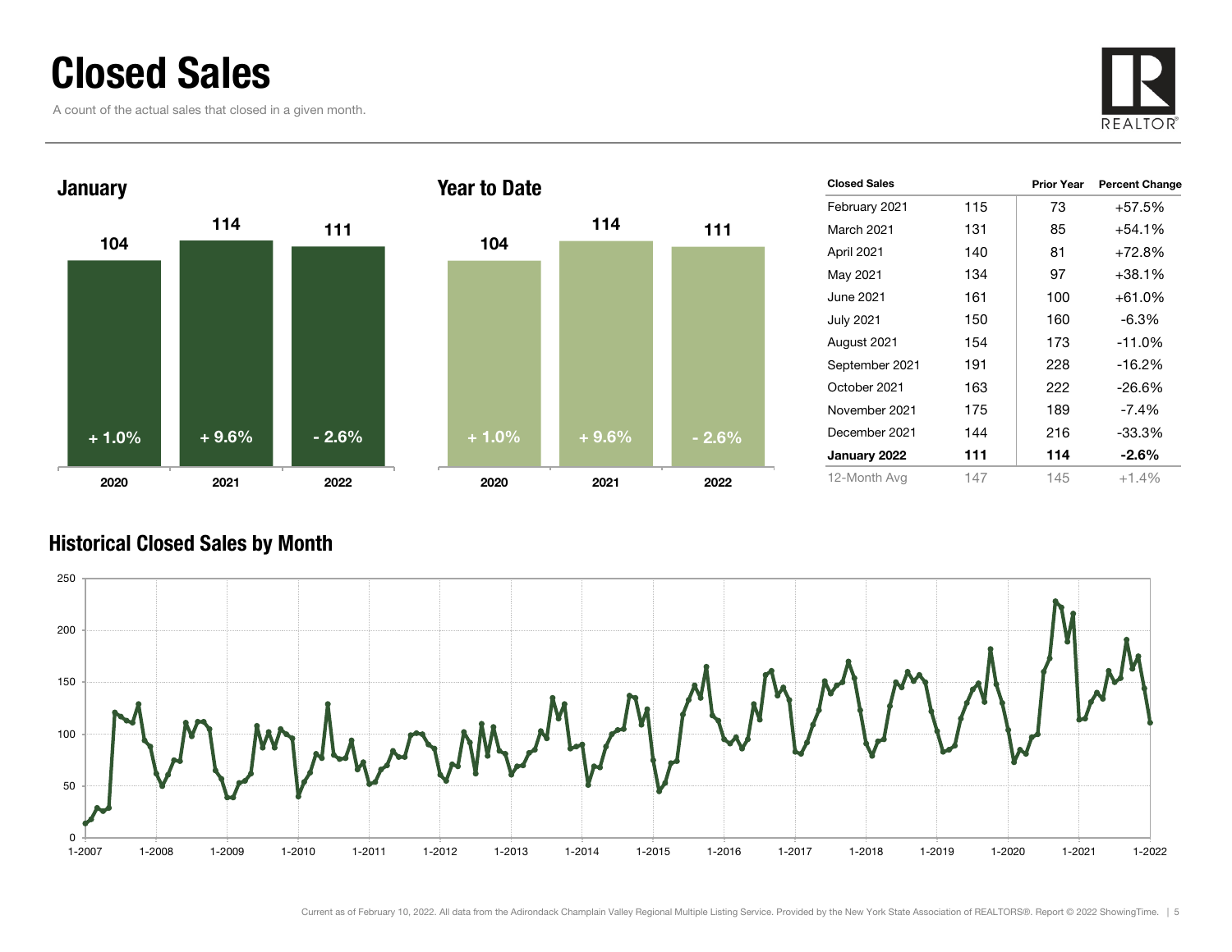# Closed Sales

A count of the actual sales that closed in a given month.

### January

| | 2020 | 2021 | 2022 |
|---|---|---|---|
| Closed Sales | 104 | 114 | 111 |
| Change | + 1.0% | + 9.6% | - 2.6% |

### Year to Date

| | 2020 | 2021 | 2022 |
|---|---|---|---|
| Closed Sales | 104 | 114 | 111 |
| Change | + 1.0% | + 9.6% | - 2.6% |

| Closed Sales | | Prior Year | Percent Change |
|---|---|---|---|
| February 2021 | 115 | 73 | +57.5% |
| March 2021 | 131 | 85 | +54.1% |
| April 2021 | 140 | 81 | +72.8% |
| May 2021 | 134 | 97 | +38.1% |
| June 2021 | 161 | 100 | +61.0% |
| July 2021 | 150 | 160 | -6.3% |
| August 2021 | 154 | 173 | -11.0% |
| September 2021 | 191 | 228 | -16.2% |
| October 2021 | 163 | 222 | -26.6% |
| November 2021 | 175 | 189 | -7.4% |
| December 2021 | 144 | 216 | -33.3% |
| **January 2022** | **111** | **114** | **-2.6%** |
| 12-Month Avg | 147 | 145 | +1.4% |

### Historical Closed Sales by Month

Current as of February 10, 2022. All data from the Adirondack Champlain Valley Regional Multiple Listing Service. Provided by the New York State Association of REALTORS®. Report © 2022 ShowingTime.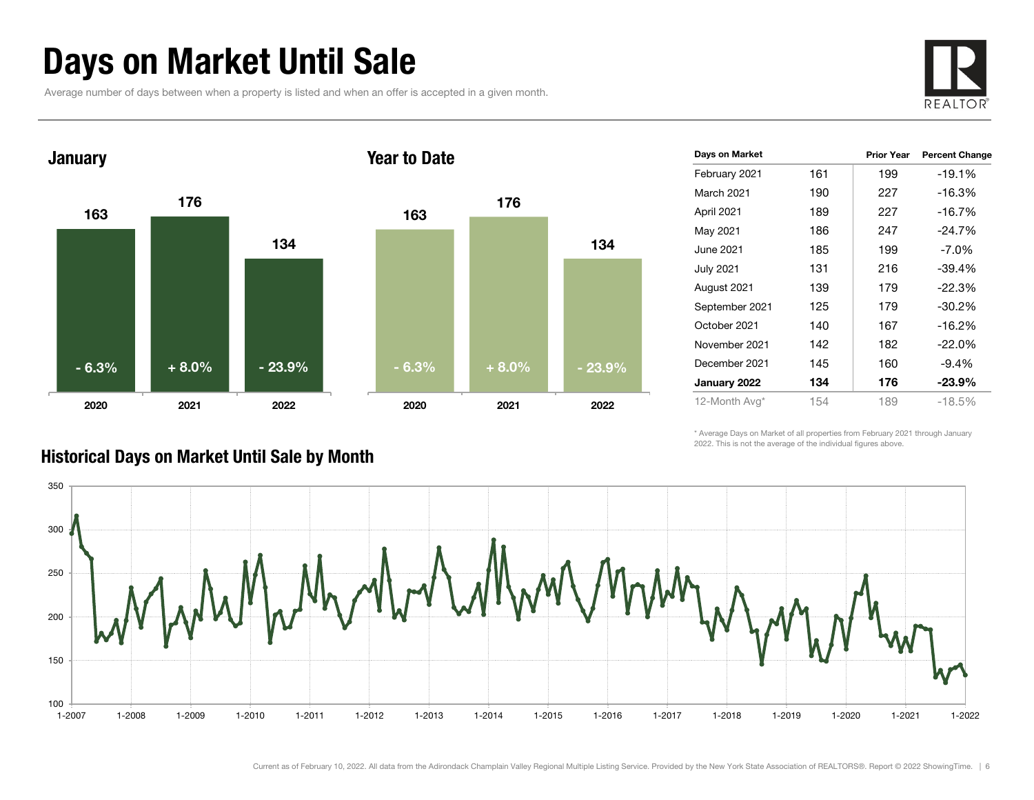# Days on Market Until Sale

Average number of days between when a property is listed and when an offer is accepted in a given month.

## January

| | 2020 | 2021 | 2022 |
|---|---|---|---|
| Days | 163 | 176 | 134 |
| Change | - 6.3% | + 8.0% | - 23.9% |

## Year to Date

| | 2020 | 2021 | 2022 |
|---|---|---|---|
| Days | 163 | 176 | 134 |
| Change | - 6.3% | + 8.0% | - 23.9% |

| Days on Market | | Prior Year | Percent Change |
|---|---|---|---|
| February 2021 | 161 | 199 | -19.1% |
| March 2021 | 190 | 227 | -16.3% |
| April 2021 | 189 | 227 | -16.7% |
| May 2021 | 186 | 247 | -24.7% |
| June 2021 | 185 | 199 | -7.0% |
| July 2021 | 131 | 216 | -39.4% |
| August 2021 | 139 | 179 | -22.3% |
| September 2021 | 125 | 179 | -30.2% |
| October 2021 | 140 | 167 | -16.2% |
| November 2021 | 142 | 182 | -22.0% |
| December 2021 | 145 | 160 | -9.4% |
| **January 2022** | **134** | **176** | **-23.9%** |
| 12-Month Avg* | 154 | 189 | -18.5% |

\* Average Days on Market of all properties from February 2021 through January 2022. This is not the average of the individual figures above.

## Historical Days on Market Until Sale by Month

Current as of February 10, 2022. All data from the Adirondack Champlain Valley Regional Multiple Listing Service. Provided by the New York State Association of REALTORS®. Report © 2022 ShowingTime.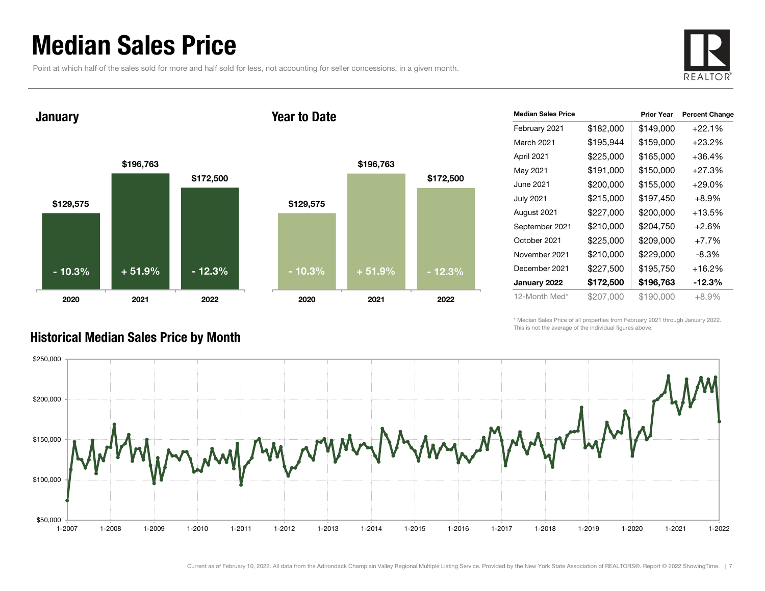# Median Sales Price

Point at which half of the sales sold for more and half sold for less, not accounting for seller concessions, in a given month.

## January

| Year | Median Sales Price | Change |
|---|---|---|
| 2020 | $129,575 | - 10.3% |
| 2021 | $196,763 | + 51.9% |
| 2022 | $172,500 | - 12.3% |

## Year to Date

| Year | Median Sales Price | Change |
|---|---|---|
| 2020 | $129,575 | - 10.3% |
| 2021 | $196,763 | + 51.9% |
| 2022 | $172,500 | - 12.3% |

| Median Sales Price | | Prior Year | Percent Change |
|---|---|---|---|
| February 2021 | $182,000 | $149,000 | +22.1% |
| March 2021 | $195,944 | $159,000 | +23.2% |
| April 2021 | $225,000 | $165,000 | +36.4% |
| May 2021 | $191,000 | $150,000 | +27.3% |
| June 2021 | $200,000 | $155,000 | +29.0% |
| July 2021 | $215,000 | $197,450 | +8.9% |
| August 2021 | $227,000 | $200,000 | +13.5% |
| September 2021 | $210,000 | $204,750 | +2.6% |
| October 2021 | $225,000 | $209,000 | +7.7% |
| November 2021 | $210,000 | $229,000 | -8.3% |
| December 2021 | $227,500 | $195,750 | +16.2% |
| **January 2022** | **$172,500** | **$196,763** | **-12.3%** |
| 12-Month Med* | $207,000 | $190,000 | +8.9% |

\* Median Sales Price of all properties from February 2021 through January 2022. This is not the average of the individual figures above.

## Historical Median Sales Price by Month

Current as of February 10, 2022. All data from the Adirondack Champlain Valley Regional Multiple Listing Service. Provided by the New York State Association of REALTORS®. Report © 2022 ShowingTime.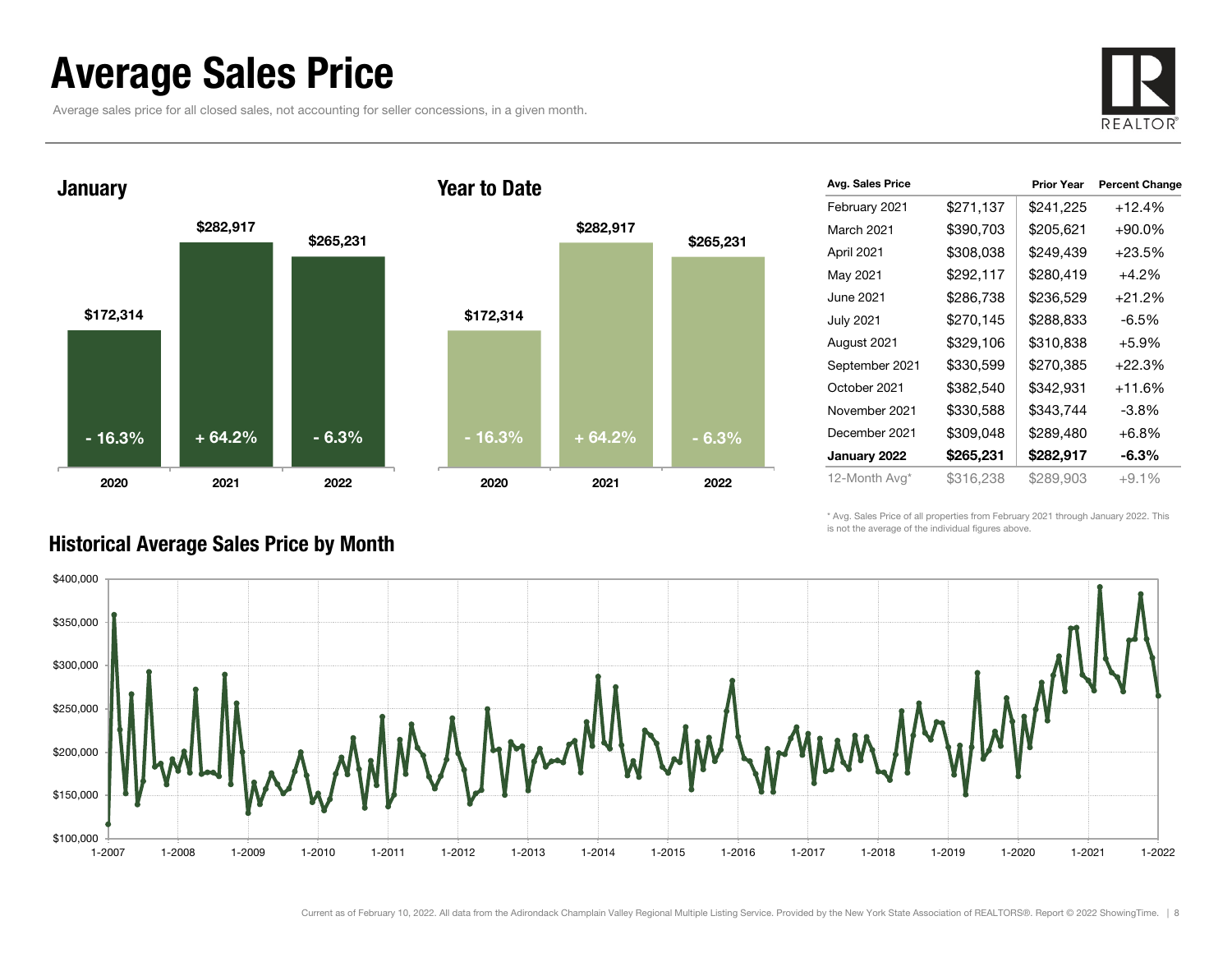# Average Sales Price

Average sales price for all closed sales, not accounting for seller concessions, in a given month.

## January

| | 2020 | 2021 | 2022 |
|---|---|---|---|
| Average Sales Price | $172,314 | $282,917 | $265,231 |
| Change | - 16.3% | + 64.2% | - 6.3% |

## Year to Date

| | 2020 | 2021 | 2022 |
|---|---|---|---|
| Average Sales Price | $172,314 | $282,917 | $265,231 |
| Change | - 16.3% | + 64.2% | - 6.3% |

| Avg. Sales Price | | Prior Year | Percent Change |
|---|---|---|---|
| February 2021 | $271,137 | $241,225 | +12.4% |
| March 2021 | $390,703 | $205,621 | +90.0% |
| April 2021 | $308,038 | $249,439 | +23.5% |
| May 2021 | $292,117 | $280,419 | +4.2% |
| June 2021 | $286,738 | $236,529 | +21.2% |
| July 2021 | $270,145 | $288,833 | -6.5% |
| August 2021 | $329,106 | $310,838 | +5.9% |
| September 2021 | $330,599 | $270,385 | +22.3% |
| October 2021 | $382,540 | $342,931 | +11.6% |
| November 2021 | $330,588 | $343,744 | -3.8% |
| December 2021 | $309,048 | $289,480 | +6.8% |
| **January 2022** | **$265,231** | **$282,917** | **-6.3%** |
| 12-Month Avg* | $316,238 | $289,903 | +9.1% |

\* Avg. Sales Price of all properties from February 2021 through January 2022. This is not the average of the individual figures above.

## Historical Average Sales Price by Month

Current as of February 10, 2022. All data from the Adirondack Champlain Valley Regional Multiple Listing Service. Provided by the New York State Association of REALTORS®. Report © 2022 ShowingTime.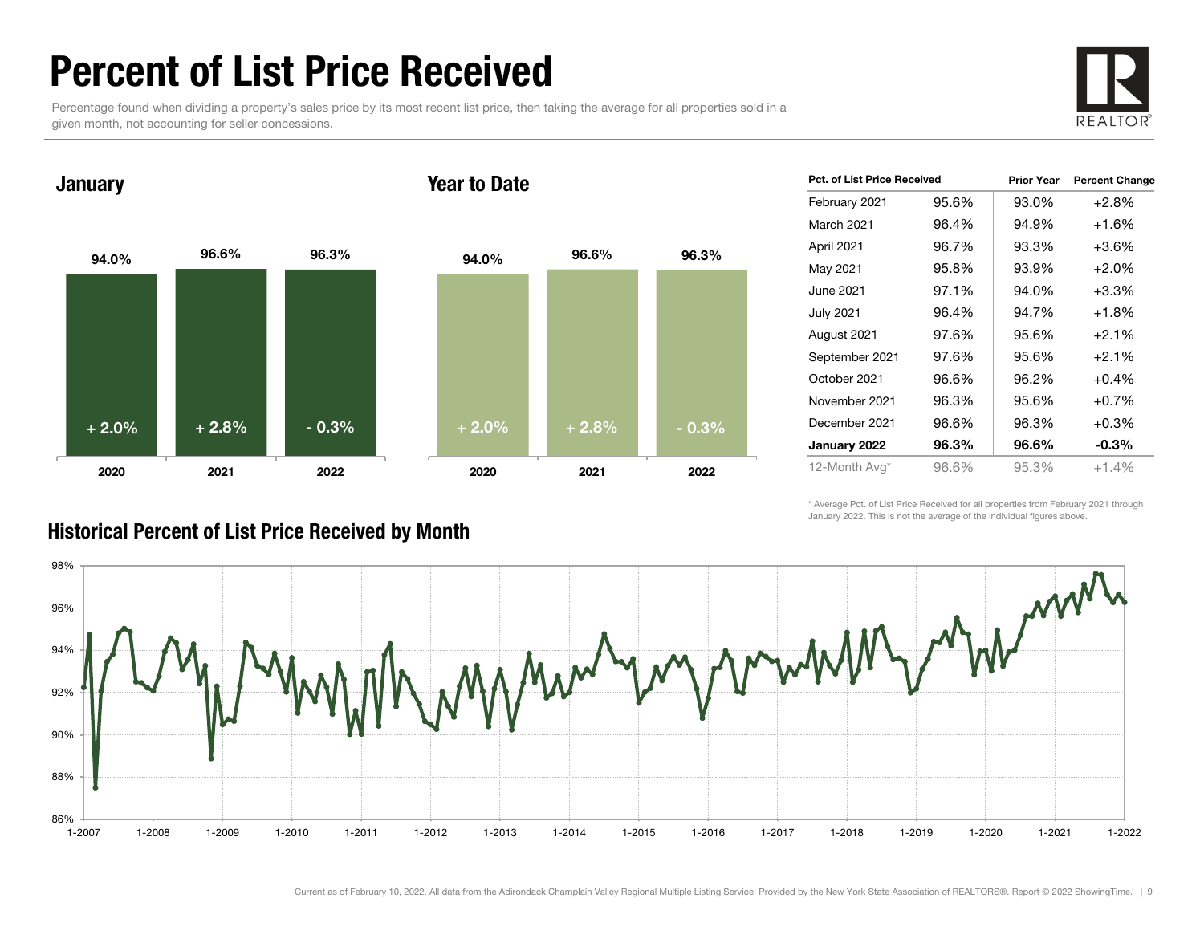# Percent of List Price Received

Percentage found when dividing a property's sales price by its most recent list price, then taking the average for all properties sold in a given month, not accounting for seller concessions.

## January

| Year | Percent of List Price Received | Change |
|---|---|---|
| 2020 | 94.0% | + 2.0% |
| 2021 | 96.6% | + 2.8% |
| 2022 | 96.3% | - 0.3% |

## Year to Date

| Year | Percent of List Price Received | Change |
|---|---|---|
| 2020 | 94.0% | + 2.0% |
| 2021 | 96.6% | + 2.8% |
| 2022 | 96.3% | - 0.3% |

| Pct. of List Price Received | | Prior Year | Percent Change |
|---|---|---|---|
| February 2021 | 95.6% | 93.0% | +2.8% |
| March 2021 | 96.4% | 94.9% | +1.6% |
| April 2021 | 96.7% | 93.3% | +3.6% |
| May 2021 | 95.8% | 93.9% | +2.0% |
| June 2021 | 97.1% | 94.0% | +3.3% |
| July 2021 | 96.4% | 94.7% | +1.8% |
| August 2021 | 97.6% | 95.6% | +2.1% |
| September 2021 | 97.6% | 95.6% | +2.1% |
| October 2021 | 96.6% | 96.2% | +0.4% |
| November 2021 | 96.3% | 95.6% | +0.7% |
| December 2021 | 96.6% | 96.3% | +0.3% |
| **January 2022** | **96.3%** | **96.6%** | **-0.3%** |
| 12-Month Avg* | 96.6% | 95.3% | +1.4% |

\* Average Pct. of List Price Received for all properties from February 2021 through January 2022. This is not the average of the individual figures above.

## Historical Percent of List Price Received by Month

Current as of February 10, 2022. All data from the Adirondack Champlain Valley Regional Multiple Listing Service. Provided by the New York State Association of REALTORS®. Report © 2022 ShowingTime.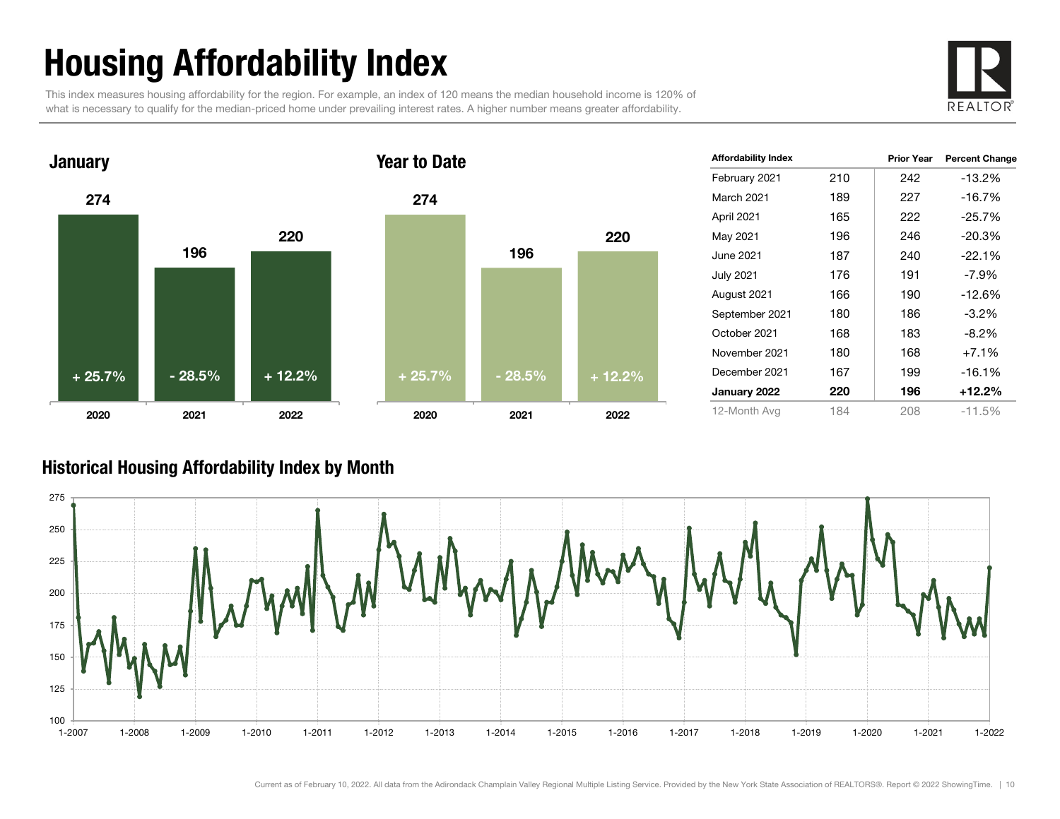# Housing Affordability Index

This index measures housing affordability for the region. For example, an index of 120 means the median household income is 120% of what is necessary to qualify for the median-priced home under prevailing interest rates. A higher number means greater affordability.

### January

| | 2020 | 2021 | 2022 |
|---|---|---|---|
| Index | 274 | 196 | 220 |
| Change | + 25.7% | - 28.5% | + 12.2% |

### Year to Date

| | 2020 | 2021 | 2022 |
|---|---|---|---|
| Index | 274 | 196 | 220 |
| Change | + 25.7% | - 28.5% | + 12.2% |

| Affordability Index | | Prior Year | Percent Change |
|---|---|---|---|
| February 2021 | 210 | 242 | -13.2% |
| March 2021 | 189 | 227 | -16.7% |
| April 2021 | 165 | 222 | -25.7% |
| May 2021 | 196 | 246 | -20.3% |
| June 2021 | 187 | 240 | -22.1% |
| July 2021 | 176 | 191 | -7.9% |
| August 2021 | 166 | 190 | -12.6% |
| September 2021 | 180 | 186 | -3.2% |
| October 2021 | 168 | 183 | -8.2% |
| November 2021 | 180 | 168 | +7.1% |
| December 2021 | 167 | 199 | -16.1% |
| **January 2022** | **220** | **196** | **+12.2%** |
| 12-Month Avg | 184 | 208 | -11.5% |

### Historical Housing Affordability Index by Month

Current as of February 10, 2022. All data from the Adirondack Champlain Valley Regional Multiple Listing Service. Provided by the New York State Association of REALTORS®. Report © 2022 ShowingTime.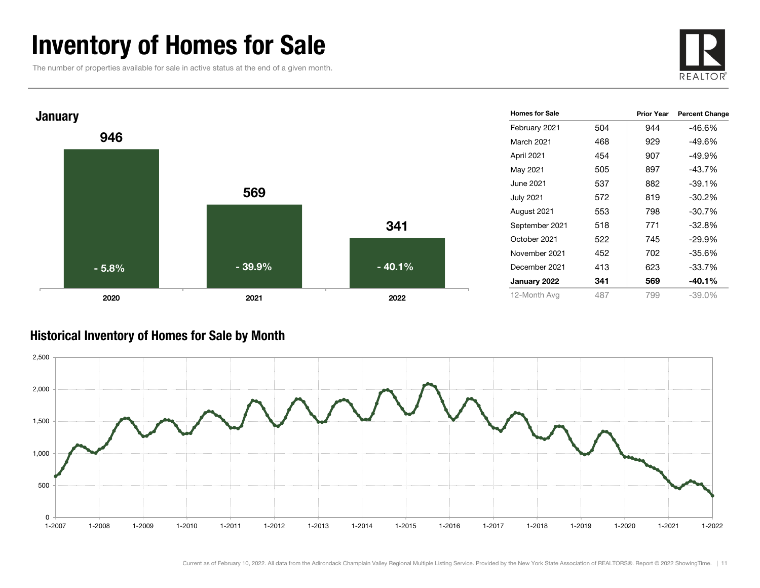# Inventory of Homes for Sale

The number of properties available for sale in active status at the end of a given month.

REALTOR®

## January

| Year | Homes for Sale | Percent Change |
|---|---|---|
| 2020 | 946 | - 5.8% |
| 2021 | 569 | - 39.9% |
| 2022 | 341 | - 40.1% |

| Homes for Sale | | Prior Year | Percent Change |
|---|---|---|---|
| February 2021 | 504 | 944 | -46.6% |
| March 2021 | 468 | 929 | -49.6% |
| April 2021 | 454 | 907 | -49.9% |
| May 2021 | 505 | 897 | -43.7% |
| June 2021 | 537 | 882 | -39.1% |
| July 2021 | 572 | 819 | -30.2% |
| August 2021 | 553 | 798 | -30.7% |
| September 2021 | 518 | 771 | -32.8% |
| October 2021 | 522 | 745 | -29.9% |
| November 2021 | 452 | 702 | -35.6% |
| December 2021 | 413 | 623 | -33.7% |
| **January 2022** | **341** | **569** | **-40.1%** |
| 12-Month Avg | 487 | 799 | -39.0% |

## Historical Inventory of Homes for Sale by Month

Current as of February 10, 2022. All data from the Adirondack Champlain Valley Regional Multiple Listing Service. Provided by the New York State Association of REALTORS®. Report © 2022 ShowingTime.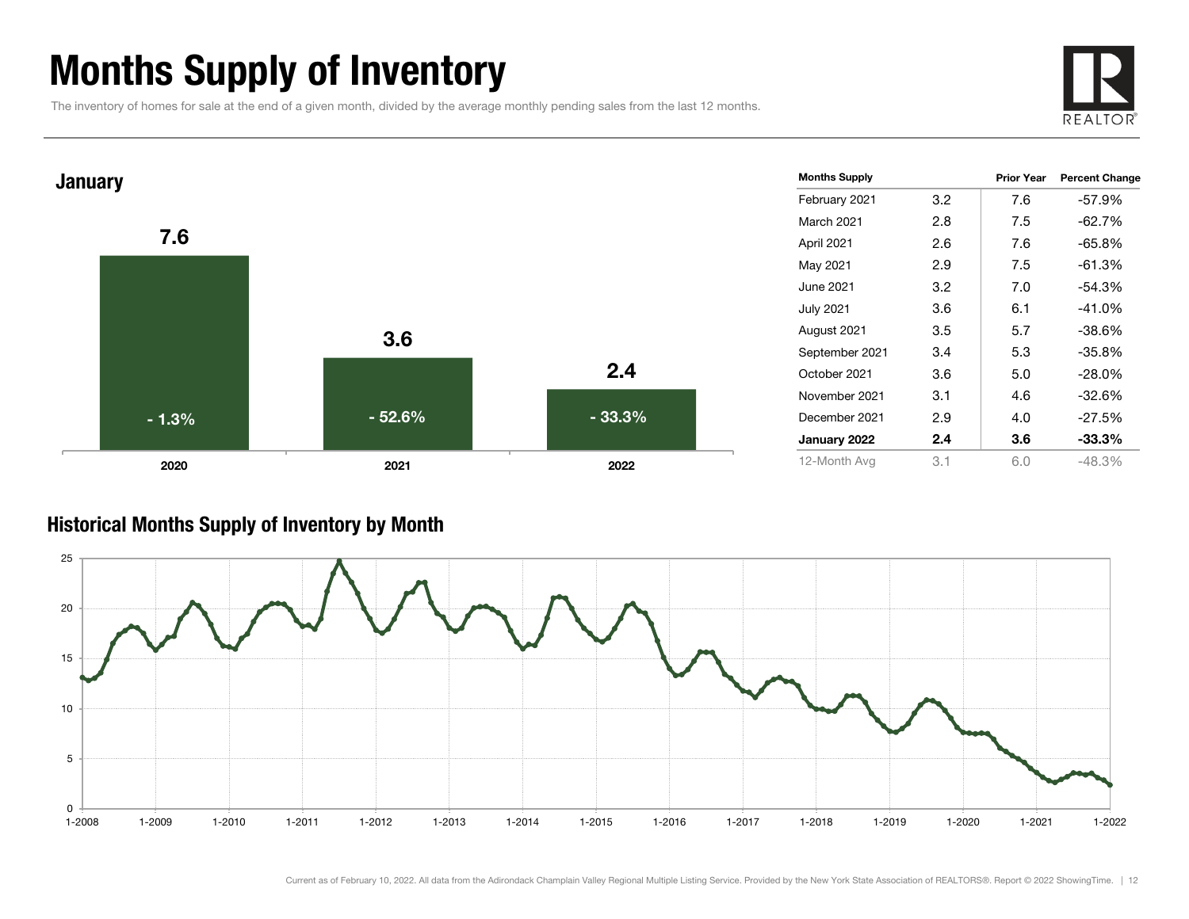# Months Supply of Inventory

The inventory of homes for sale at the end of a given month, divided by the average monthly pending sales from the last 12 months.

## January

| Year | Months Supply | Percent Change |
|---|---|---|
| 2020 | 7.6 | - 1.3% |
| 2021 | 3.6 | - 52.6% |
| 2022 | 2.4 | - 33.3% |

| Months Supply | | Prior Year | Percent Change |
|---|---|---|---|
| February 2021 | 3.2 | 7.6 | -57.9% |
| March 2021 | 2.8 | 7.5 | -62.7% |
| April 2021 | 2.6 | 7.6 | -65.8% |
| May 2021 | 2.9 | 7.5 | -61.3% |
| June 2021 | 3.2 | 7.0 | -54.3% |
| July 2021 | 3.6 | 6.1 | -41.0% |
| August 2021 | 3.5 | 5.7 | -38.6% |
| September 2021 | 3.4 | 5.3 | -35.8% |
| October 2021 | 3.6 | 5.0 | -28.0% |
| November 2021 | 3.1 | 4.6 | -32.6% |
| December 2021 | 2.9 | 4.0 | -27.5% |
| **January 2022** | **2.4** | **3.6** | **-33.3%** |
| 12-Month Avg | 3.1 | 6.0 | -48.3% |

## Historical Months Supply of Inventory by Month

Current as of February 10, 2022. All data from the Adirondack Champlain Valley Regional Multiple Listing Service. Provided by the New York State Association of REALTORS®. Report © 2022 ShowingTime.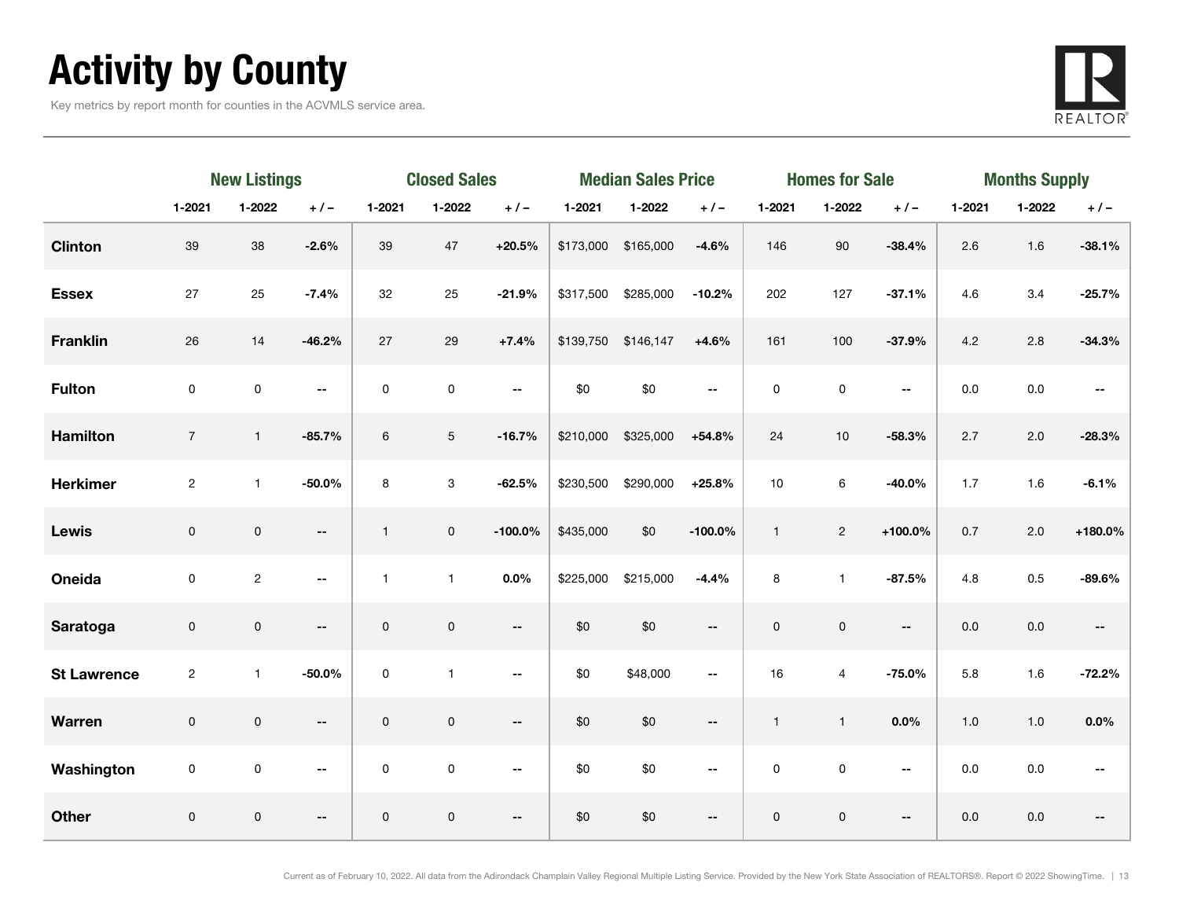# Activity by County

Key metrics by report month for counties in the ACVMLS service area.

| | New Listings | | | Closed Sales | | | Median Sales Price | | | Homes for Sale | | | Months Supply | | |
|---|---|---|---|---|---|---|---|---|---|---|---|---|---|---|---|
| | 1-2021 | 1-2022 | + / – | 1-2021 | 1-2022 | + / – | 1-2021 | 1-2022 | + / – | 1-2021 | 1-2022 | + / – | 1-2021 | 1-2022 | + / – |
| **Clinton** | 39 | 38 | **-2.6%** | 39 | 47 | **+20.5%** | $173,000 | $165,000 | **-4.6%** | 146 | 90 | **-38.4%** | 2.6 | 1.6 | **-38.1%** |
| **Essex** | 27 | 25 | **-7.4%** | 32 | 25 | **-21.9%** | $317,500 | $285,000 | **-10.2%** | 202 | 127 | **-37.1%** | 4.6 | 3.4 | **-25.7%** |
| **Franklin** | 26 | 14 | **-46.2%** | 27 | 29 | **+7.4%** | $139,750 | $146,147 | **+4.6%** | 161 | 100 | **-37.9%** | 4.2 | 2.8 | **-34.3%** |
| **Fulton** | 0 | 0 | -- | 0 | 0 | -- | $0 | $0 | -- | 0 | 0 | -- | 0.0 | 0.0 | -- |
| **Hamilton** | 7 | 1 | **-85.7%** | 6 | 5 | **-16.7%** | $210,000 | $325,000 | **+54.8%** | 24 | 10 | **-58.3%** | 2.7 | 2.0 | **-28.3%** |
| **Herkimer** | 2 | 1 | **-50.0%** | 8 | 3 | **-62.5%** | $230,500 | $290,000 | **+25.8%** | 10 | 6 | **-40.0%** | 1.7 | 1.6 | **-6.1%** |
| **Lewis** | 0 | 0 | -- | 1 | 0 | **-100.0%** | $435,000 | $0 | **-100.0%** | 1 | 2 | **+100.0%** | 0.7 | 2.0 | **+180.0%** |
| **Oneida** | 0 | 2 | -- | 1 | 1 | **0.0%** | $225,000 | $215,000 | **-4.4%** | 8 | 1 | **-87.5%** | 4.8 | 0.5 | **-89.6%** |
| **Saratoga** | 0 | 0 | -- | 0 | 0 | -- | $0 | $0 | -- | 0 | 0 | -- | 0.0 | 0.0 | -- |
| **St Lawrence** | 2 | 1 | **-50.0%** | 0 | 1 | -- | $0 | $48,000 | -- | 16 | 4 | **-75.0%** | 5.8 | 1.6 | **-72.2%** |
| **Warren** | 0 | 0 | -- | 0 | 0 | -- | $0 | $0 | -- | 1 | 1 | **0.0%** | 1.0 | 1.0 | **0.0%** |
| **Washington** | 0 | 0 | -- | 0 | 0 | -- | $0 | $0 | -- | 0 | 0 | -- | 0.0 | 0.0 | -- |
| **Other** | 0 | 0 | -- | 0 | 0 | -- | $0 | $0 | -- | 0 | 0 | -- | 0.0 | 0.0 | -- |

Current as of February 10, 2022. All data from the Adirondack Champlain Valley Regional Multiple Listing Service. Provided by the New York State Association of REALTORS®. Report © 2022 ShowingTime.